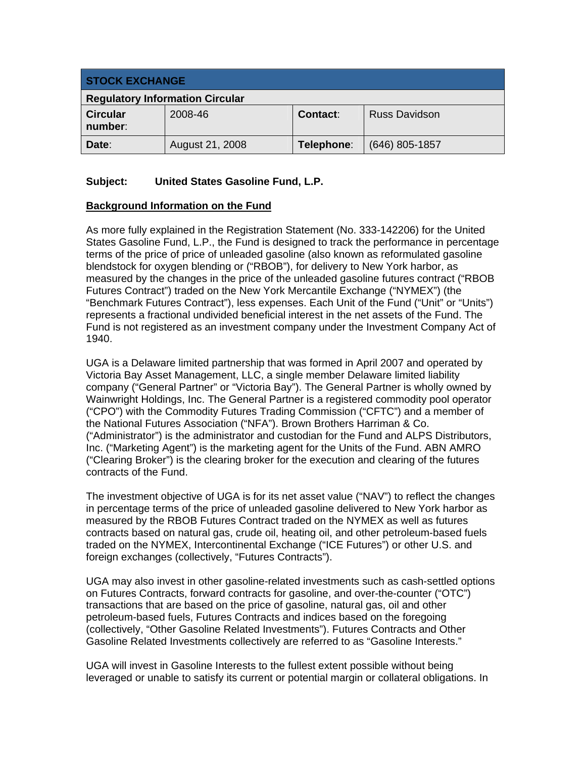| STOCK EXCHANGE | | | |
|---|---|---|---|
| **Regulatory Information Circular** | | | |
| **Circular number**: | 2008-46 | **Contact**: | Russ Davidson |
| **Date**: | August 21, 2008 | **Telephone**: | (646) 805-1857 |

**Subject: United States Gasoline Fund, L.P.**

**Background Information on the Fund**

As more fully explained in the Registration Statement (No. 333-142206) for the United States Gasoline Fund, L.P., the Fund is designed to track the performance in percentage terms of the price of price of unleaded gasoline (also known as reformulated gasoline blendstock for oxygen blending or ("RBOB"), for delivery to New York harbor, as measured by the changes in the price of the unleaded gasoline futures contract ("RBOB Futures Contract") traded on the New York Mercantile Exchange ("NYMEX") (the "Benchmark Futures Contract"), less expenses. Each Unit of the Fund ("Unit" or "Units") represents a fractional undivided beneficial interest in the net assets of the Fund. The Fund is not registered as an investment company under the Investment Company Act of 1940.

UGA is a Delaware limited partnership that was formed in April 2007 and operated by Victoria Bay Asset Management, LLC, a single member Delaware limited liability company ("General Partner" or "Victoria Bay"). The General Partner is wholly owned by Wainwright Holdings, Inc. The General Partner is a registered commodity pool operator ("CPO") with the Commodity Futures Trading Commission ("CFTC") and a member of the National Futures Association ("NFA"). Brown Brothers Harriman & Co. ("Administrator") is the administrator and custodian for the Fund and ALPS Distributors, Inc. ("Marketing Agent") is the marketing agent for the Units of the Fund. ABN AMRO ("Clearing Broker") is the clearing broker for the execution and clearing of the futures contracts of the Fund.

The investment objective of UGA is for its net asset value ("NAV") to reflect the changes in percentage terms of the price of unleaded gasoline delivered to New York harbor as measured by the RBOB Futures Contract traded on the NYMEX as well as futures contracts based on natural gas, crude oil, heating oil, and other petroleum-based fuels traded on the NYMEX, Intercontinental Exchange ("ICE Futures") or other U.S. and foreign exchanges (collectively, "Futures Contracts").

UGA may also invest in other gasoline-related investments such as cash-settled options on Futures Contracts, forward contracts for gasoline, and over-the-counter ("OTC") transactions that are based on the price of gasoline, natural gas, oil and other petroleum-based fuels, Futures Contracts and indices based on the foregoing (collectively, "Other Gasoline Related Investments"). Futures Contracts and Other Gasoline Related Investments collectively are referred to as "Gasoline Interests."

UGA will invest in Gasoline Interests to the fullest extent possible without being leveraged or unable to satisfy its current or potential margin or collateral obligations. In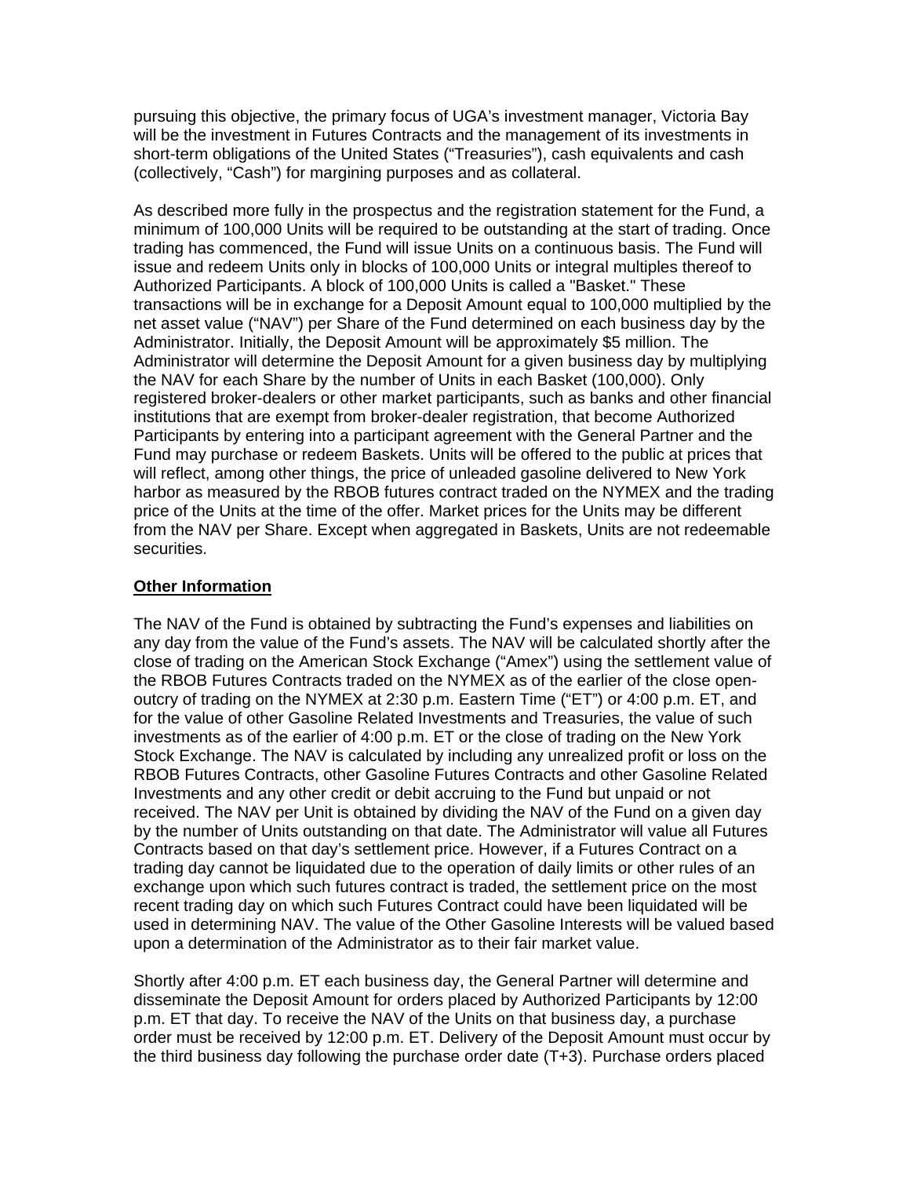pursuing this objective, the primary focus of UGA's investment manager, Victoria Bay will be the investment in Futures Contracts and the management of its investments in short-term obligations of the United States ("Treasuries"), cash equivalents and cash (collectively, "Cash") for margining purposes and as collateral.

As described more fully in the prospectus and the registration statement for the Fund, a minimum of 100,000 Units will be required to be outstanding at the start of trading. Once trading has commenced, the Fund will issue Units on a continuous basis. The Fund will issue and redeem Units only in blocks of 100,000 Units or integral multiples thereof to Authorized Participants. A block of 100,000 Units is called a "Basket." These transactions will be in exchange for a Deposit Amount equal to 100,000 multiplied by the net asset value ("NAV") per Share of the Fund determined on each business day by the Administrator. Initially, the Deposit Amount will be approximately $5 million. The Administrator will determine the Deposit Amount for a given business day by multiplying the NAV for each Share by the number of Units in each Basket (100,000). Only registered broker-dealers or other market participants, such as banks and other financial institutions that are exempt from broker-dealer registration, that become Authorized Participants by entering into a participant agreement with the General Partner and the Fund may purchase or redeem Baskets. Units will be offered to the public at prices that will reflect, among other things, the price of unleaded gasoline delivered to New York harbor as measured by the RBOB futures contract traded on the NYMEX and the trading price of the Units at the time of the offer. Market prices for the Units may be different from the NAV per Share. Except when aggregated in Baskets, Units are not redeemable securities.

## Other Information

The NAV of the Fund is obtained by subtracting the Fund's expenses and liabilities on any day from the value of the Fund's assets. The NAV will be calculated shortly after the close of trading on the American Stock Exchange ("Amex") using the settlement value of the RBOB Futures Contracts traded on the NYMEX as of the earlier of the close open-outcry of trading on the NYMEX at 2:30 p.m. Eastern Time ("ET") or 4:00 p.m. ET, and for the value of other Gasoline Related Investments and Treasuries, the value of such investments as of the earlier of 4:00 p.m. ET or the close of trading on the New York Stock Exchange. The NAV is calculated by including any unrealized profit or loss on the RBOB Futures Contracts, other Gasoline Futures Contracts and other Gasoline Related Investments and any other credit or debit accruing to the Fund but unpaid or not received. The NAV per Unit is obtained by dividing the NAV of the Fund on a given day by the number of Units outstanding on that date. The Administrator will value all Futures Contracts based on that day's settlement price. However, if a Futures Contract on a trading day cannot be liquidated due to the operation of daily limits or other rules of an exchange upon which such futures contract is traded, the settlement price on the most recent trading day on which such Futures Contract could have been liquidated will be used in determining NAV. The value of the Other Gasoline Interests will be valued based upon a determination of the Administrator as to their fair market value.

Shortly after 4:00 p.m. ET each business day, the General Partner will determine and disseminate the Deposit Amount for orders placed by Authorized Participants by 12:00 p.m. ET that day. To receive the NAV of the Units on that business day, a purchase order must be received by 12:00 p.m. ET. Delivery of the Deposit Amount must occur by the third business day following the purchase order date (T+3). Purchase orders placed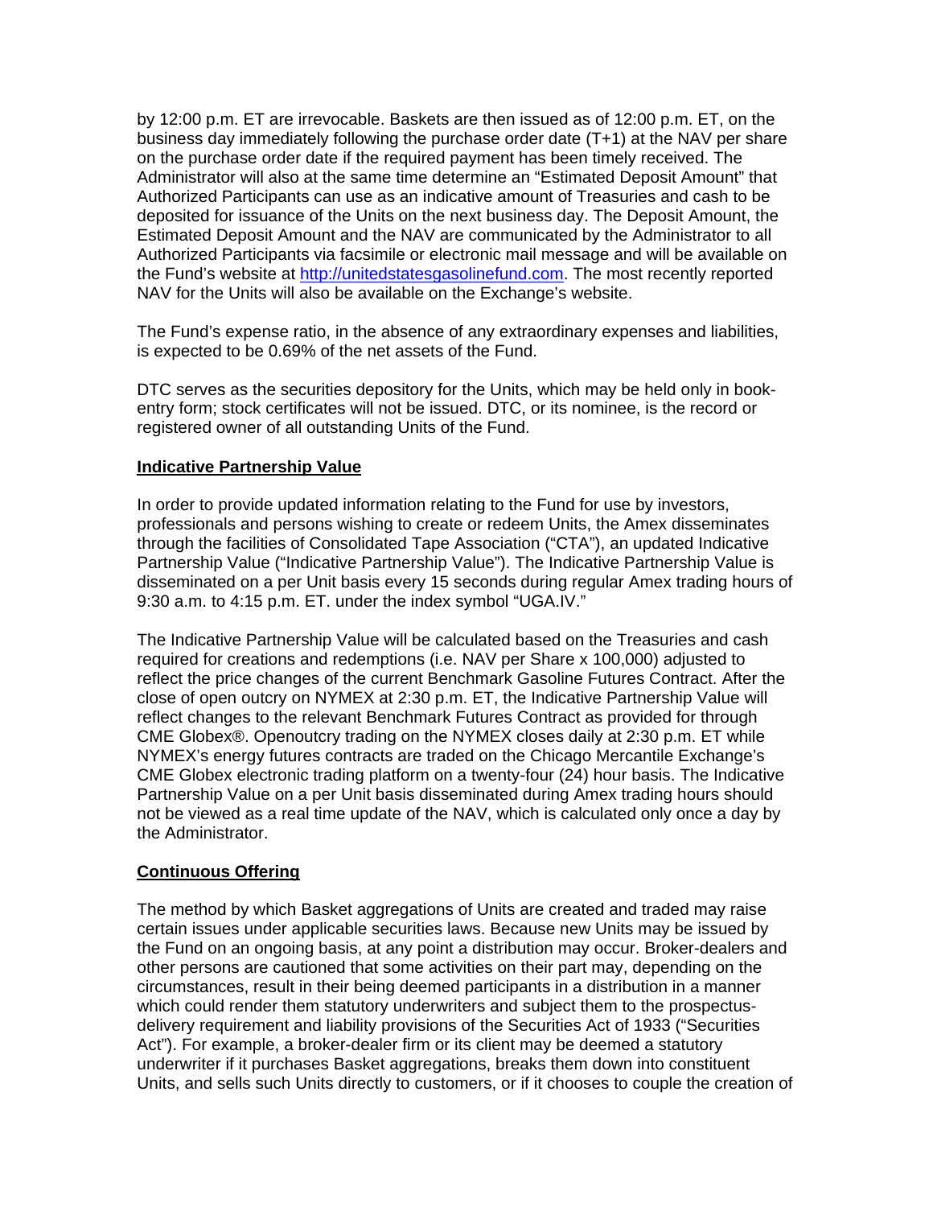by 12:00 p.m. ET are irrevocable. Baskets are then issued as of 12:00 p.m. ET, on the business day immediately following the purchase order date (T+1) at the NAV per share on the purchase order date if the required payment has been timely received. The Administrator will also at the same time determine an "Estimated Deposit Amount" that Authorized Participants can use as an indicative amount of Treasuries and cash to be deposited for issuance of the Units on the next business day. The Deposit Amount, the Estimated Deposit Amount and the NAV are communicated by the Administrator to all Authorized Participants via facsimile or electronic mail message and will be available on the Fund's website at [http://unitedstatesgasolinefund.com](http://unitedstatesgasolinefund.com). The most recently reported NAV for the Units will also be available on the Exchange's website.

The Fund's expense ratio, in the absence of any extraordinary expenses and liabilities, is expected to be 0.69% of the net assets of the Fund.

DTC serves as the securities depository for the Units, which may be held only in book-entry form; stock certificates will not be issued. DTC, or its nominee, is the record or registered owner of all outstanding Units of the Fund.

**Indicative Partnership Value**

In order to provide updated information relating to the Fund for use by investors, professionals and persons wishing to create or redeem Units, the Amex disseminates through the facilities of Consolidated Tape Association ("CTA"), an updated Indicative Partnership Value ("Indicative Partnership Value"). The Indicative Partnership Value is disseminated on a per Unit basis every 15 seconds during regular Amex trading hours of 9:30 a.m. to 4:15 p.m. ET. under the index symbol "UGA.IV."

The Indicative Partnership Value will be calculated based on the Treasuries and cash required for creations and redemptions (i.e. NAV per Share x 100,000) adjusted to reflect the price changes of the current Benchmark Gasoline Futures Contract. After the close of open outcry on NYMEX at 2:30 p.m. ET, the Indicative Partnership Value will reflect changes to the relevant Benchmark Futures Contract as provided for through CME Globex®. Openoutcry trading on the NYMEX closes daily at 2:30 p.m. ET while NYMEX's energy futures contracts are traded on the Chicago Mercantile Exchange's CME Globex electronic trading platform on a twenty-four (24) hour basis. The Indicative Partnership Value on a per Unit basis disseminated during Amex trading hours should not be viewed as a real time update of the NAV, which is calculated only once a day by the Administrator.

**Continuous Offering**

The method by which Basket aggregations of Units are created and traded may raise certain issues under applicable securities laws. Because new Units may be issued by the Fund on an ongoing basis, at any point a distribution may occur. Broker-dealers and other persons are cautioned that some activities on their part may, depending on the circumstances, result in their being deemed participants in a distribution in a manner which could render them statutory underwriters and subject them to the prospectus-delivery requirement and liability provisions of the Securities Act of 1933 ("Securities Act"). For example, a broker-dealer firm or its client may be deemed a statutory underwriter if it purchases Basket aggregations, breaks them down into constituent Units, and sells such Units directly to customers, or if it chooses to couple the creation of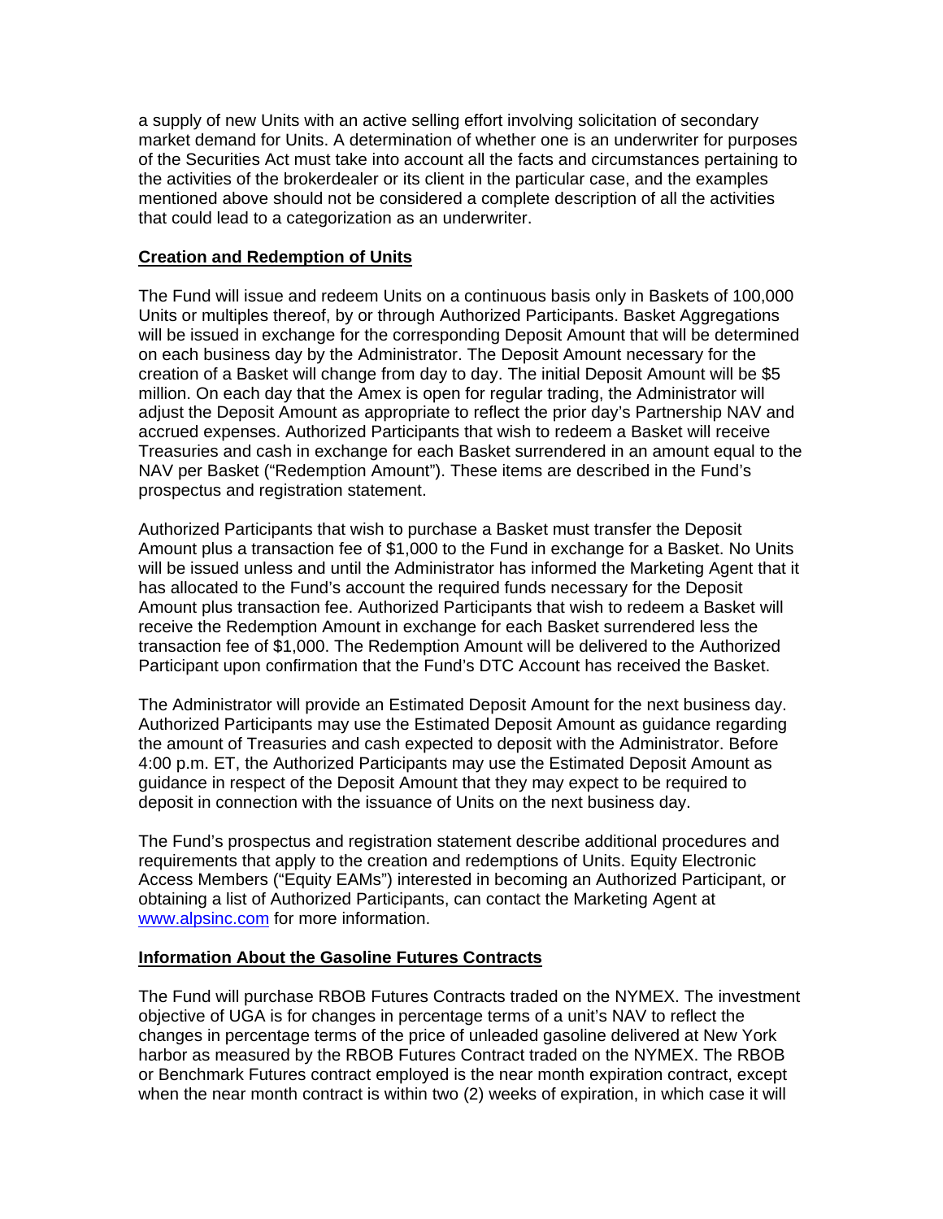a supply of new Units with an active selling effort involving solicitation of secondary market demand for Units. A determination of whether one is an underwriter for purposes of the Securities Act must take into account all the facts and circumstances pertaining to the activities of the brokerdealer or its client in the particular case, and the examples mentioned above should not be considered a complete description of all the activities that could lead to a categorization as an underwriter.

**Creation and Redemption of Units**

The Fund will issue and redeem Units on a continuous basis only in Baskets of 100,000 Units or multiples thereof, by or through Authorized Participants. Basket Aggregations will be issued in exchange for the corresponding Deposit Amount that will be determined on each business day by the Administrator. The Deposit Amount necessary for the creation of a Basket will change from day to day. The initial Deposit Amount will be $5 million. On each day that the Amex is open for regular trading, the Administrator will adjust the Deposit Amount as appropriate to reflect the prior day's Partnership NAV and accrued expenses. Authorized Participants that wish to redeem a Basket will receive Treasuries and cash in exchange for each Basket surrendered in an amount equal to the NAV per Basket ("Redemption Amount"). These items are described in the Fund's prospectus and registration statement.

Authorized Participants that wish to purchase a Basket must transfer the Deposit Amount plus a transaction fee of $1,000 to the Fund in exchange for a Basket. No Units will be issued unless and until the Administrator has informed the Marketing Agent that it has allocated to the Fund's account the required funds necessary for the Deposit Amount plus transaction fee. Authorized Participants that wish to redeem a Basket will receive the Redemption Amount in exchange for each Basket surrendered less the transaction fee of $1,000. The Redemption Amount will be delivered to the Authorized Participant upon confirmation that the Fund's DTC Account has received the Basket.

The Administrator will provide an Estimated Deposit Amount for the next business day. Authorized Participants may use the Estimated Deposit Amount as guidance regarding the amount of Treasuries and cash expected to deposit with the Administrator. Before 4:00 p.m. ET, the Authorized Participants may use the Estimated Deposit Amount as guidance in respect of the Deposit Amount that they may expect to be required to deposit in connection with the issuance of Units on the next business day.

The Fund's prospectus and registration statement describe additional procedures and requirements that apply to the creation and redemptions of Units. Equity Electronic Access Members ("Equity EAMs") interested in becoming an Authorized Participant, or obtaining a list of Authorized Participants, can contact the Marketing Agent at [www.alpsinc.com](http://www.alpsinc.com) for more information.

**Information About the Gasoline Futures Contracts**

The Fund will purchase RBOB Futures Contracts traded on the NYMEX. The investment objective of UGA is for changes in percentage terms of a unit's NAV to reflect the changes in percentage terms of the price of unleaded gasoline delivered at New York harbor as measured by the RBOB Futures Contract traded on the NYMEX. The RBOB or Benchmark Futures contract employed is the near month expiration contract, except when the near month contract is within two (2) weeks of expiration, in which case it will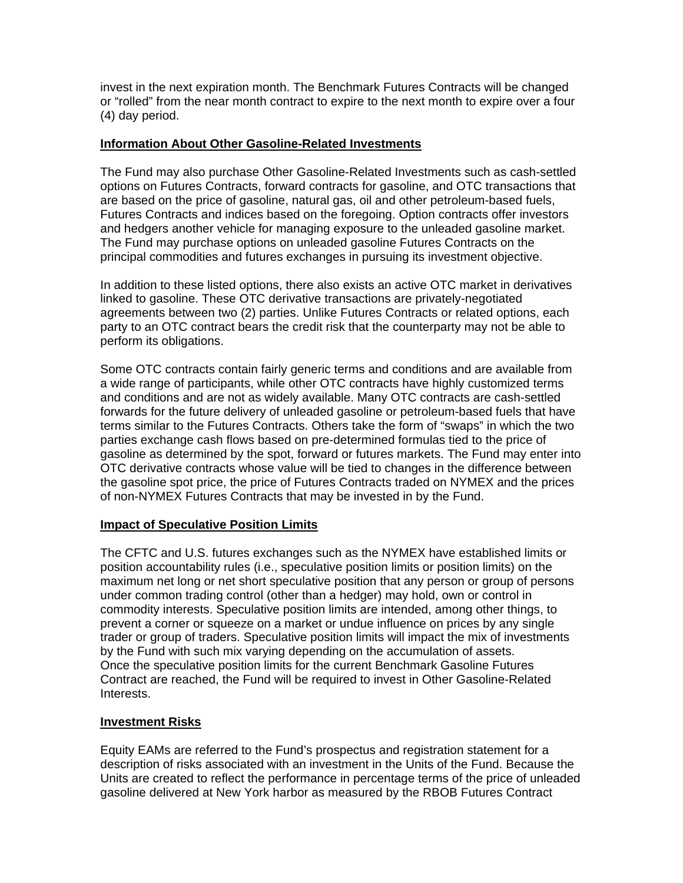invest in the next expiration month. The Benchmark Futures Contracts will be changed or "rolled" from the near month contract to expire to the next month to expire over a four (4) day period.

## Information About Other Gasoline-Related Investments

The Fund may also purchase Other Gasoline-Related Investments such as cash-settled options on Futures Contracts, forward contracts for gasoline, and OTC transactions that are based on the price of gasoline, natural gas, oil and other petroleum-based fuels, Futures Contracts and indices based on the foregoing. Option contracts offer investors and hedgers another vehicle for managing exposure to the unleaded gasoline market. The Fund may purchase options on unleaded gasoline Futures Contracts on the principal commodities and futures exchanges in pursuing its investment objective.

In addition to these listed options, there also exists an active OTC market in derivatives linked to gasoline. These OTC derivative transactions are privately-negotiated agreements between two (2) parties. Unlike Futures Contracts or related options, each party to an OTC contract bears the credit risk that the counterparty may not be able to perform its obligations.

Some OTC contracts contain fairly generic terms and conditions and are available from a wide range of participants, while other OTC contracts have highly customized terms and conditions and are not as widely available. Many OTC contracts are cash-settled forwards for the future delivery of unleaded gasoline or petroleum-based fuels that have terms similar to the Futures Contracts. Others take the form of "swaps" in which the two parties exchange cash flows based on pre-determined formulas tied to the price of gasoline as determined by the spot, forward or futures markets. The Fund may enter into OTC derivative contracts whose value will be tied to changes in the difference between the gasoline spot price, the price of Futures Contracts traded on NYMEX and the prices of non-NYMEX Futures Contracts that may be invested in by the Fund.

## Impact of Speculative Position Limits

The CFTC and U.S. futures exchanges such as the NYMEX have established limits or position accountability rules (i.e., speculative position limits or position limits) on the maximum net long or net short speculative position that any person or group of persons under common trading control (other than a hedger) may hold, own or control in commodity interests. Speculative position limits are intended, among other things, to prevent a corner or squeeze on a market or undue influence on prices by any single trader or group of traders. Speculative position limits will impact the mix of investments by the Fund with such mix varying depending on the accumulation of assets. Once the speculative position limits for the current Benchmark Gasoline Futures Contract are reached, the Fund will be required to invest in Other Gasoline-Related Interests.

## Investment Risks

Equity EAMs are referred to the Fund's prospectus and registration statement for a description of risks associated with an investment in the Units of the Fund. Because the Units are created to reflect the performance in percentage terms of the price of unleaded gasoline delivered at New York harbor as measured by the RBOB Futures Contract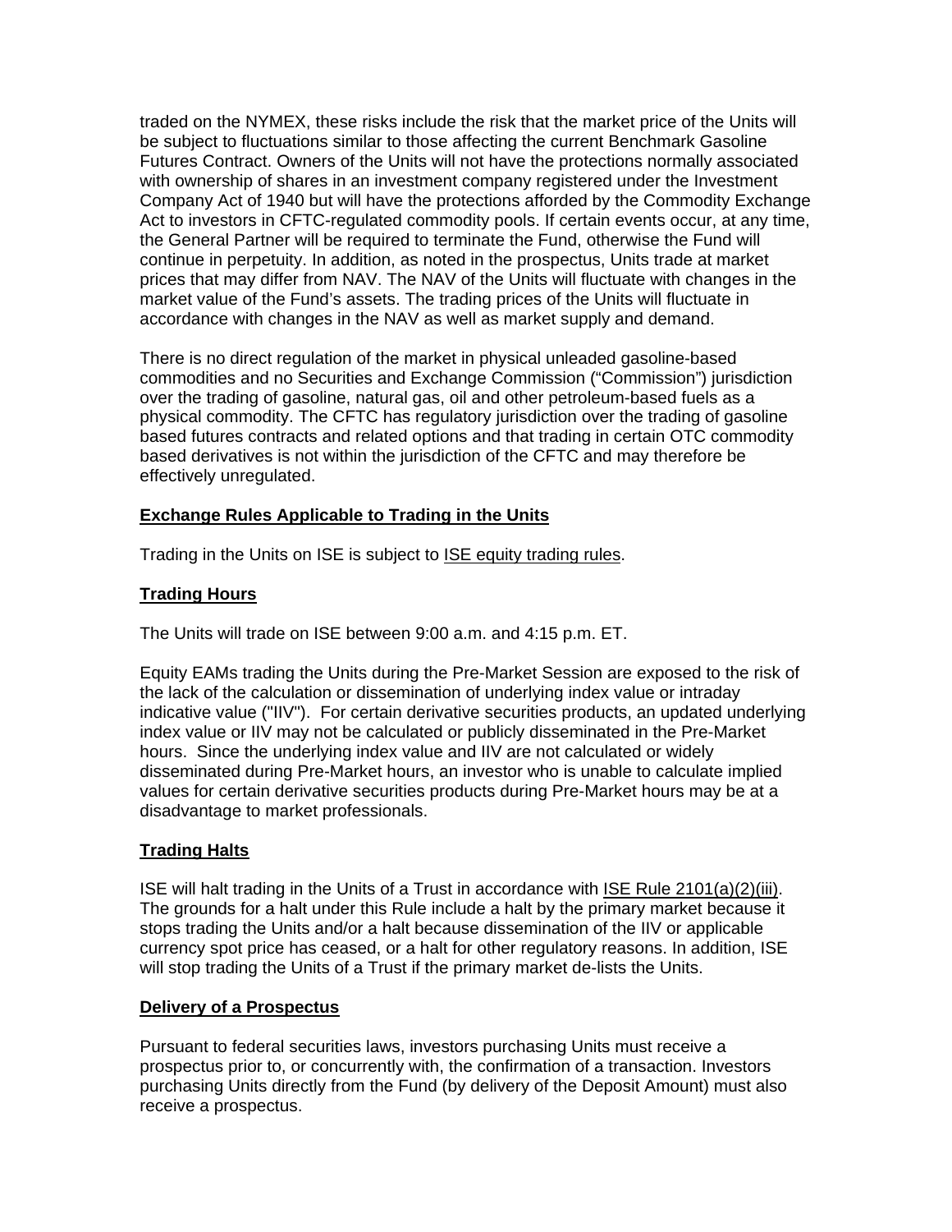traded on the NYMEX, these risks include the risk that the market price of the Units will be subject to fluctuations similar to those affecting the current Benchmark Gasoline Futures Contract. Owners of the Units will not have the protections normally associated with ownership of shares in an investment company registered under the Investment Company Act of 1940 but will have the protections afforded by the Commodity Exchange Act to investors in CFTC-regulated commodity pools. If certain events occur, at any time, the General Partner will be required to terminate the Fund, otherwise the Fund will continue in perpetuity. In addition, as noted in the prospectus, Units trade at market prices that may differ from NAV. The NAV of the Units will fluctuate with changes in the market value of the Fund's assets. The trading prices of the Units will fluctuate in accordance with changes in the NAV as well as market supply and demand.

There is no direct regulation of the market in physical unleaded gasoline-based commodities and no Securities and Exchange Commission ("Commission") jurisdiction over the trading of gasoline, natural gas, oil and other petroleum-based fuels as a physical commodity. The CFTC has regulatory jurisdiction over the trading of gasoline based futures contracts and related options and that trading in certain OTC commodity based derivatives is not within the jurisdiction of the CFTC and may therefore be effectively unregulated.

**Exchange Rules Applicable to Trading in the Units**

Trading in the Units on ISE is subject to ISE equity trading rules.

**Trading Hours**

The Units will trade on ISE between 9:00 a.m. and 4:15 p.m. ET.

Equity EAMs trading the Units during the Pre-Market Session are exposed to the risk of the lack of the calculation or dissemination of underlying index value or intraday indicative value ("IIV"). For certain derivative securities products, an updated underlying index value or IIV may not be calculated or publicly disseminated in the Pre-Market hours. Since the underlying index value and IIV are not calculated or widely disseminated during Pre-Market hours, an investor who is unable to calculate implied values for certain derivative securities products during Pre-Market hours may be at a disadvantage to market professionals.

**Trading Halts**

ISE will halt trading in the Units of a Trust in accordance with ISE Rule 2101(a)(2)(iii). The grounds for a halt under this Rule include a halt by the primary market because it stops trading the Units and/or a halt because dissemination of the IIV or applicable currency spot price has ceased, or a halt for other regulatory reasons. In addition, ISE will stop trading the Units of a Trust if the primary market de-lists the Units.

**Delivery of a Prospectus**

Pursuant to federal securities laws, investors purchasing Units must receive a prospectus prior to, or concurrently with, the confirmation of a transaction. Investors purchasing Units directly from the Fund (by delivery of the Deposit Amount) must also receive a prospectus.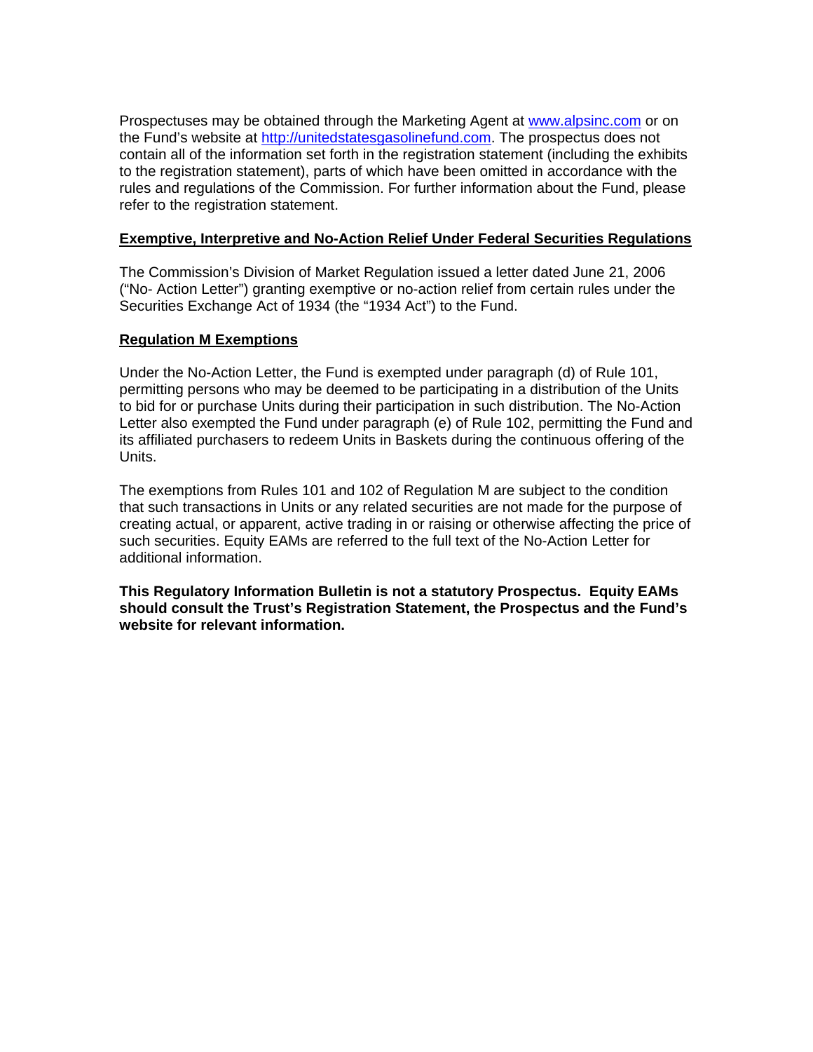Prospectuses may be obtained through the Marketing Agent at [www.alpsinc.com](http://www.alpsinc.com) or on the Fund's website at [http://unitedstatesgasolinefund.com](http://unitedstatesgasolinefund.com). The prospectus does not contain all of the information set forth in the registration statement (including the exhibits to the registration statement), parts of which have been omitted in accordance with the rules and regulations of the Commission. For further information about the Fund, please refer to the registration statement.

**Exemptive, Interpretive and No-Action Relief Under Federal Securities Regulations**

The Commission's Division of Market Regulation issued a letter dated June 21, 2006 ("No- Action Letter") granting exemptive or no-action relief from certain rules under the Securities Exchange Act of 1934 (the "1934 Act") to the Fund.

**Regulation M Exemptions**

Under the No-Action Letter, the Fund is exempted under paragraph (d) of Rule 101, permitting persons who may be deemed to be participating in a distribution of the Units to bid for or purchase Units during their participation in such distribution. The No-Action Letter also exempted the Fund under paragraph (e) of Rule 102, permitting the Fund and its affiliated purchasers to redeem Units in Baskets during the continuous offering of the Units.

The exemptions from Rules 101 and 102 of Regulation M are subject to the condition that such transactions in Units or any related securities are not made for the purpose of creating actual, or apparent, active trading in or raising or otherwise affecting the price of such securities. Equity EAMs are referred to the full text of the No-Action Letter for additional information.

**This Regulatory Information Bulletin is not a statutory Prospectus. Equity EAMs should consult the Trust's Registration Statement, the Prospectus and the Fund's website for relevant information.**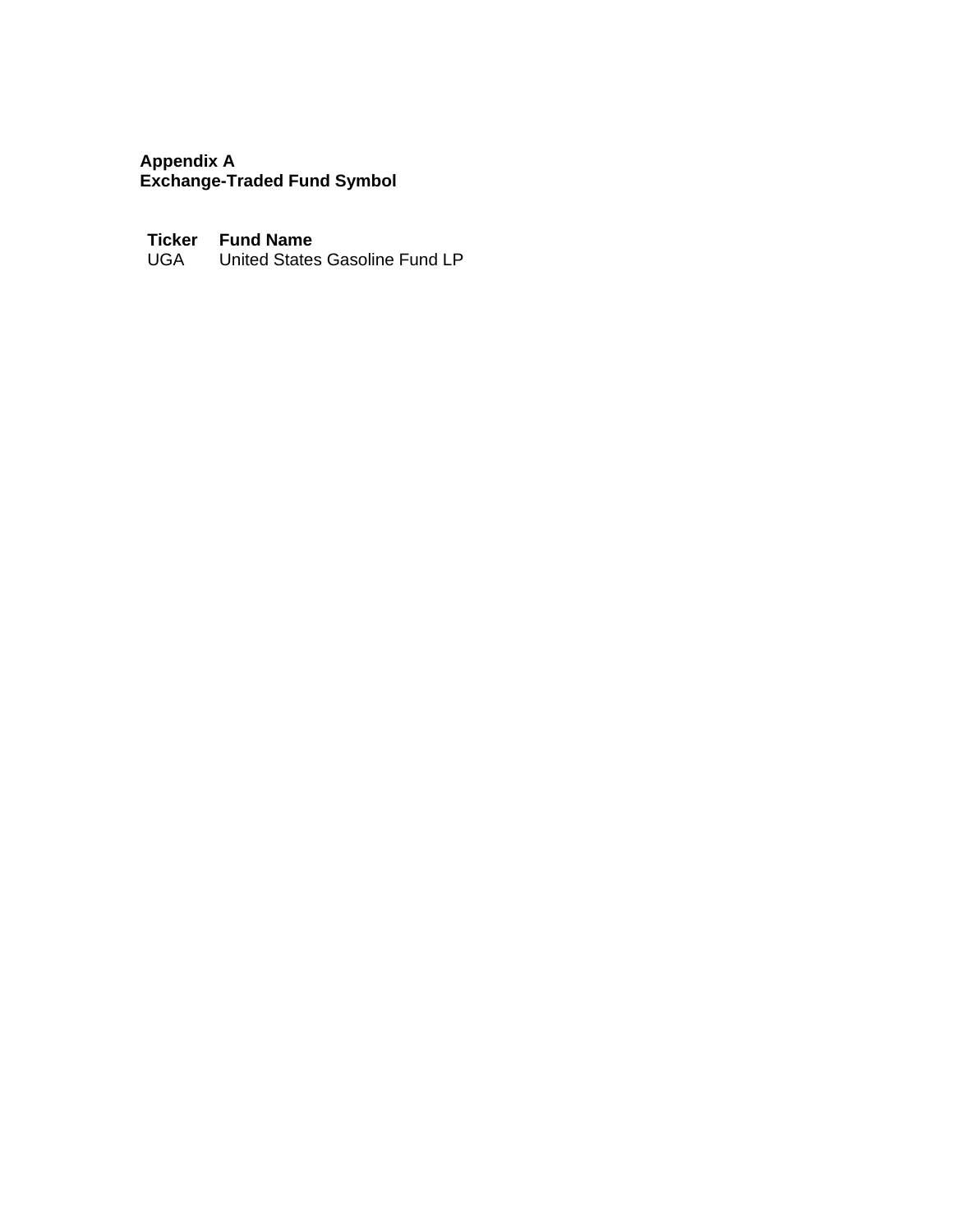**Appendix A**
**Exchange-Traded Fund Symbol**

| Ticker | Fund Name |
|---|---|
| UGA | United States Gasoline Fund LP |